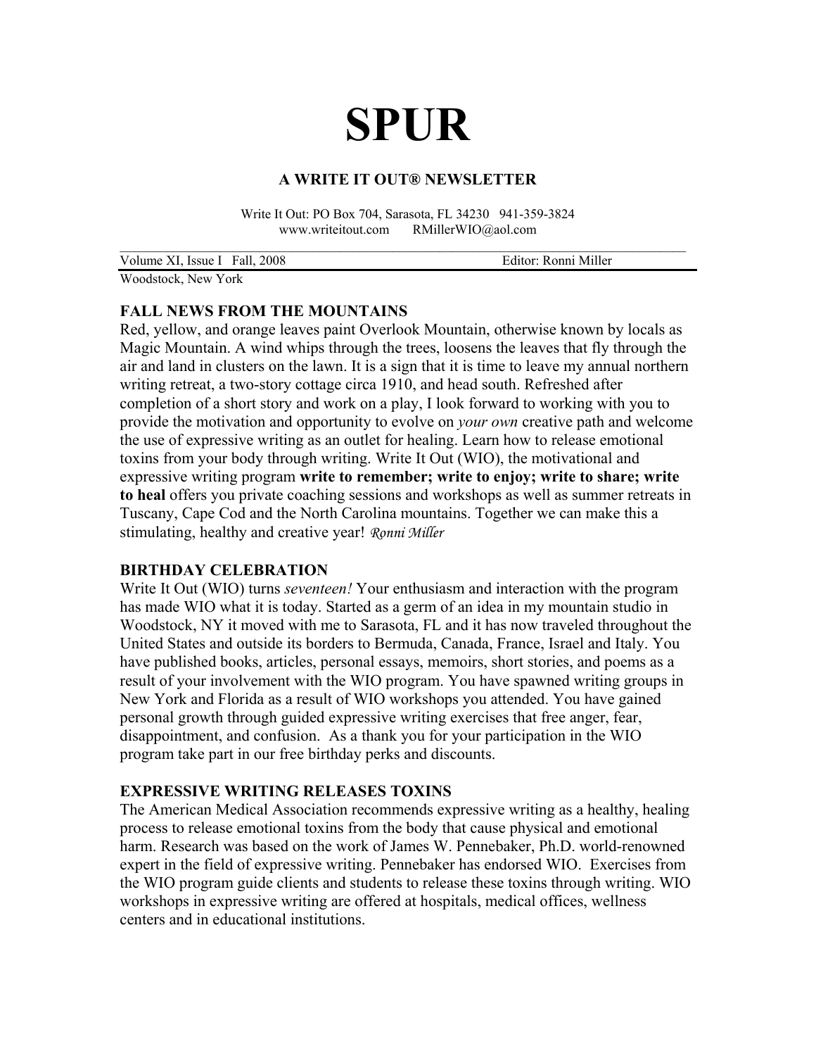# SPUR

**A WRITE IT OUT® NEWSLETTER**

Write It Out: PO Box 704, Sarasota, FL 34230   941-359-3824
www.writeitout.com   RMillerWIO@aol.com

Volume XI, Issue I   Fall, 2008   Editor: Ronni Miller

Woodstock, New York

**FALL NEWS FROM THE MOUNTAINS**

Red, yellow, and orange leaves paint Overlook Mountain, otherwise known by locals as Magic Mountain. A wind whips through the trees, loosens the leaves that fly through the air and land in clusters on the lawn. It is a sign that it is time to leave my annual northern writing retreat, a two-story cottage circa 1910, and head south. Refreshed after completion of a short story and work on a play, I look forward to working with you to provide the motivation and opportunity to evolve on *your own* creative path and welcome the use of expressive writing as an outlet for healing. Learn how to release emotional toxins from your body through writing. Write It Out (WIO), the motivational and expressive writing program **write to remember; write to enjoy; write to share; write to heal** offers you private coaching sessions and workshops as well as summer retreats in Tuscany, Cape Cod and the North Carolina mountains. Together we can make this a stimulating, healthy and creative year! *Ronni Miller*

**BIRTHDAY CELEBRATION**

Write It Out (WIO) turns *seventeen!* Your enthusiasm and interaction with the program has made WIO what it is today. Started as a germ of an idea in my mountain studio in Woodstock, NY it moved with me to Sarasota, FL and it has now traveled throughout the United States and outside its borders to Bermuda, Canada, France, Israel and Italy. You have published books, articles, personal essays, memoirs, short stories, and poems as a result of your involvement with the WIO program. You have spawned writing groups in New York and Florida as a result of WIO workshops you attended. You have gained personal growth through guided expressive writing exercises that free anger, fear, disappointment, and confusion. As a thank you for your participation in the WIO program take part in our free birthday perks and discounts.

**EXPRESSIVE WRITING RELEASES TOXINS**

The American Medical Association recommends expressive writing as a healthy, healing process to release emotional toxins from the body that cause physical and emotional harm. Research was based on the work of James W. Pennebaker, Ph.D. world-renowned expert in the field of expressive writing. Pennebaker has endorsed WIO. Exercises from the WIO program guide clients and students to release these toxins through writing. WIO workshops in expressive writing are offered at hospitals, medical offices, wellness centers and in educational institutions.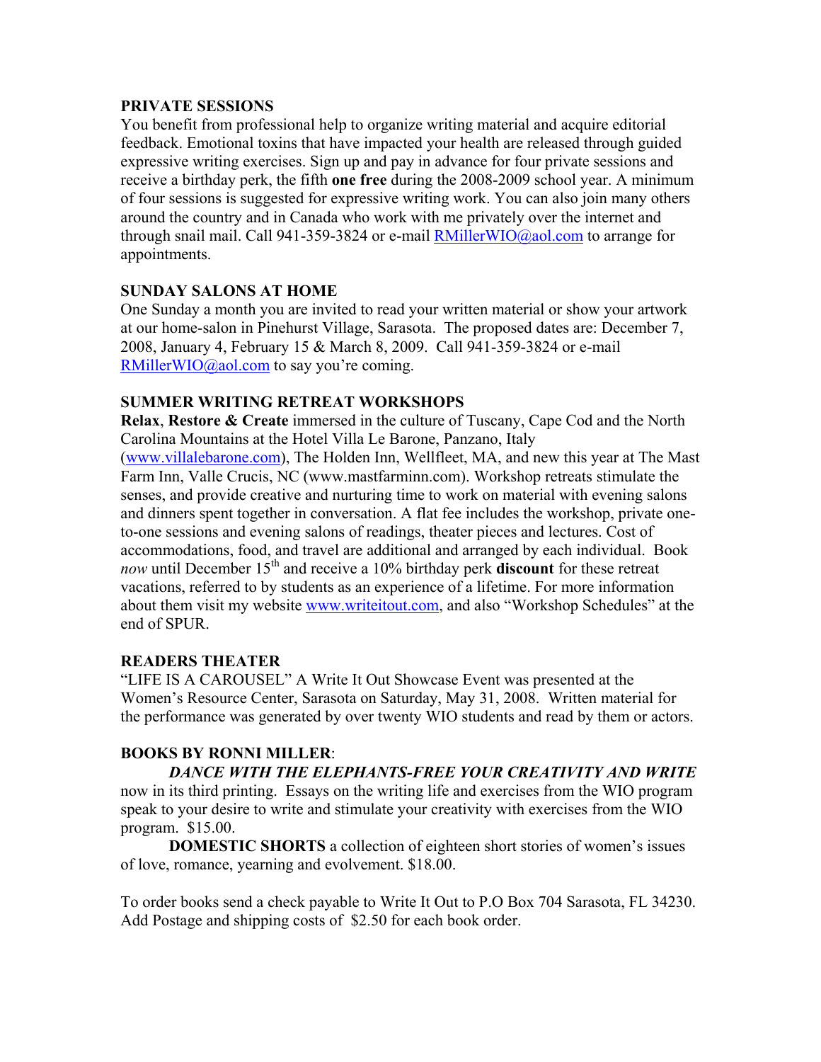**PRIVATE SESSIONS**

You benefit from professional help to organize writing material and acquire editorial feedback. Emotional toxins that have impacted your health are released through guided expressive writing exercises. Sign up and pay in advance for four private sessions and receive a birthday perk, the fifth **one free** during the 2008-2009 school year. A minimum of four sessions is suggested for expressive writing work. You can also join many others around the country and in Canada who work with me privately over the internet and through snail mail. Call 941-359-3824 or e-mail RMillerWIO@aol.com to arrange for appointments.

**SUNDAY SALONS AT HOME**

One Sunday a month you are invited to read your written material or show your artwork at our home-salon in Pinehurst Village, Sarasota. The proposed dates are: December 7, 2008, January 4, February 15 & March 8, 2009. Call 941-359-3824 or e-mail RMillerWIO@aol.com to say you're coming.

**SUMMER WRITING RETREAT WORKSHOPS**

**Relax**, **Restore & Create** immersed in the culture of Tuscany, Cape Cod and the North Carolina Mountains at the Hotel Villa Le Barone, Panzano, Italy (www.villalebarone.com), The Holden Inn, Wellfleet, MA, and new this year at The Mast Farm Inn, Valle Crucis, NC (www.mastfarminn.com). Workshop retreats stimulate the senses, and provide creative and nurturing time to work on material with evening salons and dinners spent together in conversation. A flat fee includes the workshop, private one-to-one sessions and evening salons of readings, theater pieces and lectures. Cost of accommodations, food, and travel are additional and arranged by each individual. Book *now* until December 15th and receive a 10% birthday perk **discount** for these retreat vacations, referred to by students as an experience of a lifetime. For more information about them visit my website www.writeitout.com, and also "Workshop Schedules" at the end of SPUR.

**READERS THEATER**

"LIFE IS A CAROUSEL" A Write It Out Showcase Event was presented at the Women's Resource Center, Sarasota on Saturday, May 31, 2008. Written material for the performance was generated by over twenty WIO students and read by them or actors.

**BOOKS BY RONNI MILLER**:

***DANCE WITH THE ELEPHANTS-FREE YOUR CREATIVITY AND WRITE*** now in its third printing. Essays on the writing life and exercises from the WIO program speak to your desire to write and stimulate your creativity with exercises from the WIO program. $15.00.

**DOMESTIC SHORTS** a collection of eighteen short stories of women's issues of love, romance, yearning and evolvement. $18.00.

To order books send a check payable to Write It Out to P.O Box 704 Sarasota, FL 34230. Add Postage and shipping costs of $2.50 for each book order.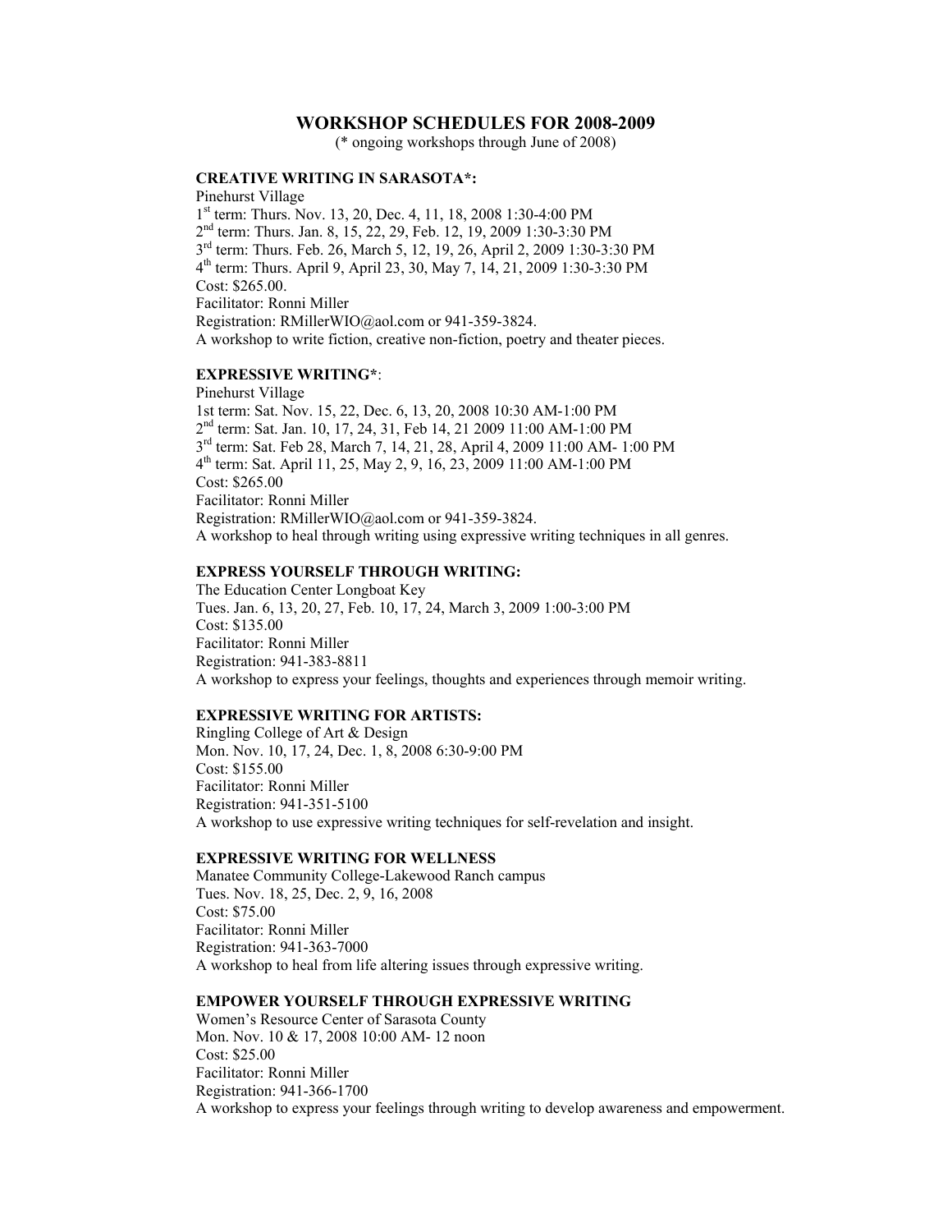# WORKSHOP SCHEDULES FOR 2008-2009

(* ongoing workshops through June of 2008)

**CREATIVE WRITING IN SARASOTA*:**

Pinehurst Village
1st term: Thurs. Nov. 13, 20, Dec. 4, 11, 18, 2008 1:30-4:00 PM
2nd term: Thurs. Jan. 8, 15, 22, 29, Feb. 12, 19, 2009 1:30-3:30 PM
3rd term: Thurs. Feb. 26, March 5, 12, 19, 26, April 2, 2009 1:30-3:30 PM
4th term: Thurs. April 9, April 23, 30, May 7, 14, 21, 2009 1:30-3:30 PM
Cost: $265.00.
Facilitator: Ronni Miller
Registration: RMillerWIO@aol.com or 941-359-3824.
A workshop to write fiction, creative non-fiction, poetry and theater pieces.

**EXPRESSIVE WRITING***:

Pinehurst Village
1st term: Sat. Nov. 15, 22, Dec. 6, 13, 20, 2008 10:30 AM-1:00 PM
2nd term: Sat. Jan. 10, 17, 24, 31, Feb 14, 21 2009 11:00 AM-1:00 PM
3rd term: Sat. Feb 28, March 7, 14, 21, 28, April 4, 2009 11:00 AM- 1:00 PM
4th term: Sat. April 11, 25, May 2, 9, 16, 23, 2009 11:00 AM-1:00 PM
Cost: $265.00
Facilitator: Ronni Miller
Registration: RMillerWIO@aol.com or 941-359-3824.
A workshop to heal through writing using expressive writing techniques in all genres.

**EXPRESS YOURSELF THROUGH WRITING:**

The Education Center Longboat Key
Tues. Jan. 6, 13, 20, 27, Feb. 10, 17, 24, March 3, 2009 1:00-3:00 PM
Cost: $135.00
Facilitator: Ronni Miller
Registration: 941-383-8811
A workshop to express your feelings, thoughts and experiences through memoir writing.

**EXPRESSIVE WRITING FOR ARTISTS:**

Ringling College of Art & Design
Mon. Nov. 10, 17, 24, Dec. 1, 8, 2008 6:30-9:00 PM
Cost: $155.00
Facilitator: Ronni Miller
Registration: 941-351-5100
A workshop to use expressive writing techniques for self-revelation and insight.

**EXPRESSIVE WRITING FOR WELLNESS**

Manatee Community College-Lakewood Ranch campus
Tues. Nov. 18, 25, Dec. 2, 9, 16, 2008
Cost: $75.00
Facilitator: Ronni Miller
Registration: 941-363-7000
A workshop to heal from life altering issues through expressive writing.

**EMPOWER YOURSELF THROUGH EXPRESSIVE WRITING**

Women's Resource Center of Sarasota County
Mon. Nov. 10 & 17, 2008 10:00 AM- 12 noon
Cost: $25.00
Facilitator: Ronni Miller
Registration: 941-366-1700
A workshop to express your feelings through writing to develop awareness and empowerment.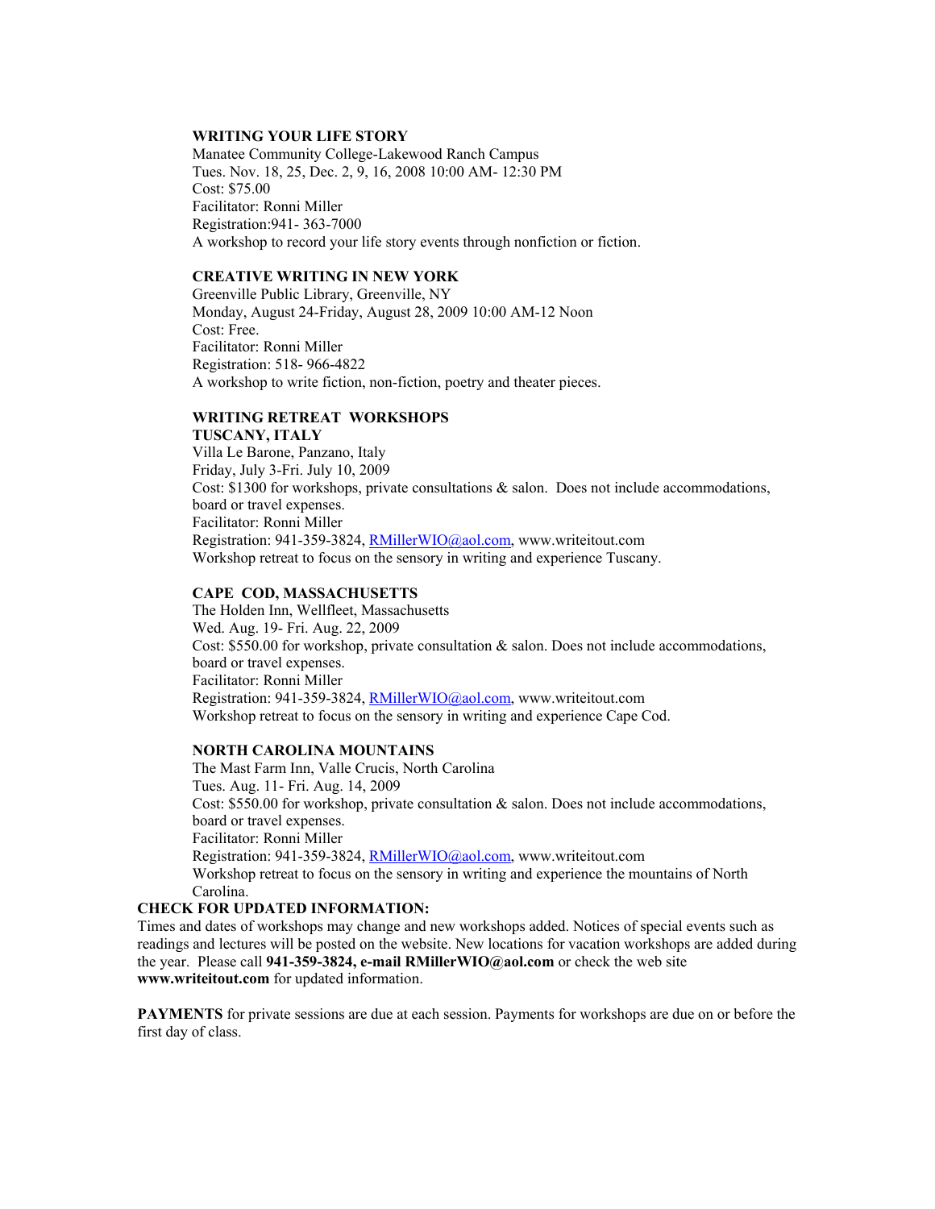**WRITING YOUR LIFE STORY**
Manatee Community College-Lakewood Ranch Campus
Tues. Nov. 18, 25, Dec. 2, 9, 16, 2008 10:00 AM- 12:30 PM
Cost: $75.00
Facilitator: Ronni Miller
Registration:941- 363-7000
A workshop to record your life story events through nonfiction or fiction.

**CREATIVE WRITING IN NEW YORK**
Greenville Public Library, Greenville, NY
Monday, August 24-Friday, August 28, 2009 10:00 AM-12 Noon
Cost: Free.
Facilitator: Ronni Miller
Registration: 518- 966-4822
A workshop to write fiction, non-fiction, poetry and theater pieces.

**WRITING RETREAT WORKSHOPS**

**TUSCANY, ITALY**
Villa Le Barone, Panzano, Italy
Friday, July 3-Fri. July 10, 2009
Cost: $1300 for workshops, private consultations & salon. Does not include accommodations, board or travel expenses.
Facilitator: Ronni Miller
Registration: 941-359-3824, RMillerWIO@aol.com, www.writeitout.com
Workshop retreat to focus on the sensory in writing and experience Tuscany.

**CAPE COD, MASSACHUSETTS**
The Holden Inn, Wellfleet, Massachusetts
Wed. Aug. 19- Fri. Aug. 22, 2009
Cost: $550.00 for workshop, private consultation & salon. Does not include accommodations, board or travel expenses.
Facilitator: Ronni Miller
Registration: 941-359-3824, RMillerWIO@aol.com, www.writeitout.com
Workshop retreat to focus on the sensory in writing and experience Cape Cod.

**NORTH CAROLINA MOUNTAINS**
The Mast Farm Inn, Valle Crucis, North Carolina
Tues. Aug. 11- Fri. Aug. 14, 2009
Cost: $550.00 for workshop, private consultation & salon. Does not include accommodations, board or travel expenses.
Facilitator: Ronni Miller
Registration: 941-359-3824, RMillerWIO@aol.com, www.writeitout.com
Workshop retreat to focus on the sensory in writing and experience the mountains of North Carolina.

**CHECK FOR UPDATED INFORMATION:**
Times and dates of workshops may change and new workshops added. Notices of special events such as readings and lectures will be posted on the website. New locations for vacation workshops are added during the year. Please call **941-359-3824, e-mail RMillerWIO@aol.com** or check the web site **www.writeitout.com** for updated information.

**PAYMENTS** for private sessions are due at each session. Payments for workshops are due on or before the first day of class.